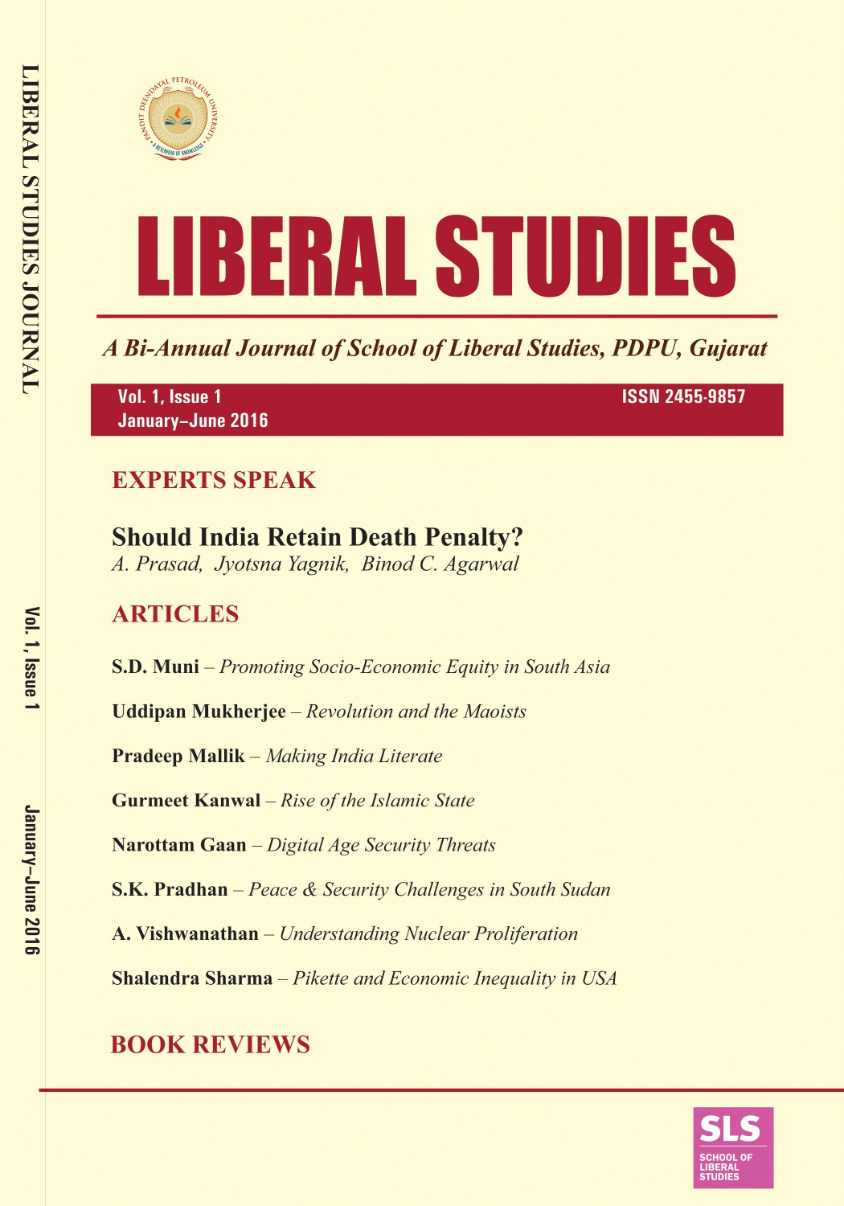# LIBERAL STUDIES

*A Bi-Annual Journal of School of Liberal Studies, PDPU, Gujarat*

**Vol. 1, Issue 1**
**January–June 2016**

**ISSN 2455-9857**

## EXPERTS SPEAK

### Should India Retain Death Penalty?

*A. Prasad, Jyotsna Yagnik, Binod C. Agarwal*

## ARTICLES

**S.D. Muni** – *Promoting Socio-Economic Equity in South Asia*

**Uddipan Mukherjee** – *Revolution and the Maoists*

**Pradeep Mallik** – *Making India Literate*

**Gurmeet Kanwal** – *Rise of the Islamic State*

**Narottam Gaan** – *Digital Age Security Threats*

**S.K. Pradhan** – *Peace & Security Challenges in South Sudan*

**A. Vishwanathan** – *Understanding Nuclear Proliferation*

**Shalendra Sharma** – *Pikette and Economic Inequality in USA*

## BOOK REVIEWS

SLS
SCHOOL OF LIBERAL STUDIES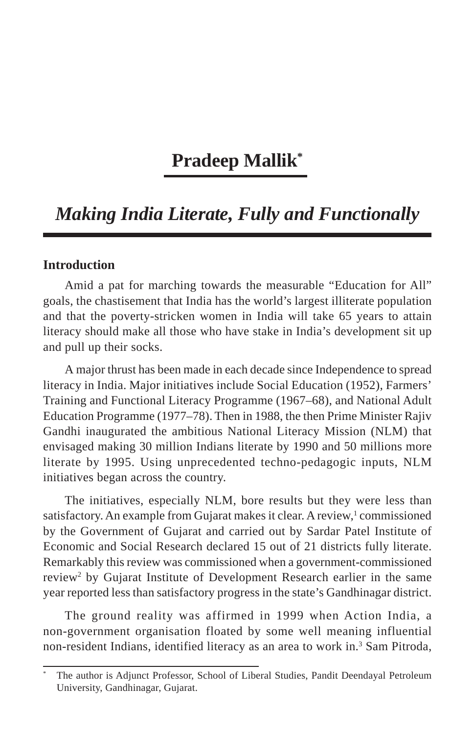# Pradeep Mallik[*]

## *Making India Literate, Fully and Functionally*

### Introduction

Amid a pat for marching towards the measurable "Education for All" goals, the chastisement that India has the world's largest illiterate population and that the poverty-stricken women in India will take 65 years to attain literacy should make all those who have stake in India's development sit up and pull up their socks.

A major thrust has been made in each decade since Independence to spread literacy in India. Major initiatives include Social Education (1952), Farmers' Training and Functional Literacy Programme (1967–68), and National Adult Education Programme (1977–78). Then in 1988, the then Prime Minister Rajiv Gandhi inaugurated the ambitious National Literacy Mission (NLM) that envisaged making 30 million Indians literate by 1990 and 50 millions more literate by 1995. Using unprecedented techno-pedagogic inputs, NLM initiatives began across the country.

The initiatives, especially NLM, bore results but they were less than satisfactory. An example from Gujarat makes it clear. A review,[1] commissioned by the Government of Gujarat and carried out by Sardar Patel Institute of Economic and Social Research declared 15 out of 21 districts fully literate. Remarkably this review was commissioned when a government-commissioned review[2] by Gujarat Institute of Development Research earlier in the same year reported less than satisfactory progress in the state's Gandhinagar district.

The ground reality was affirmed in 1999 when Action India, a non-government organisation floated by some well meaning influential non-resident Indians, identified literacy as an area to work in.[3] Sam Pitroda,

---

[*] The author is Adjunct Professor, School of Liberal Studies, Pandit Deendayal Petroleum University, Gandhinagar, Gujarat.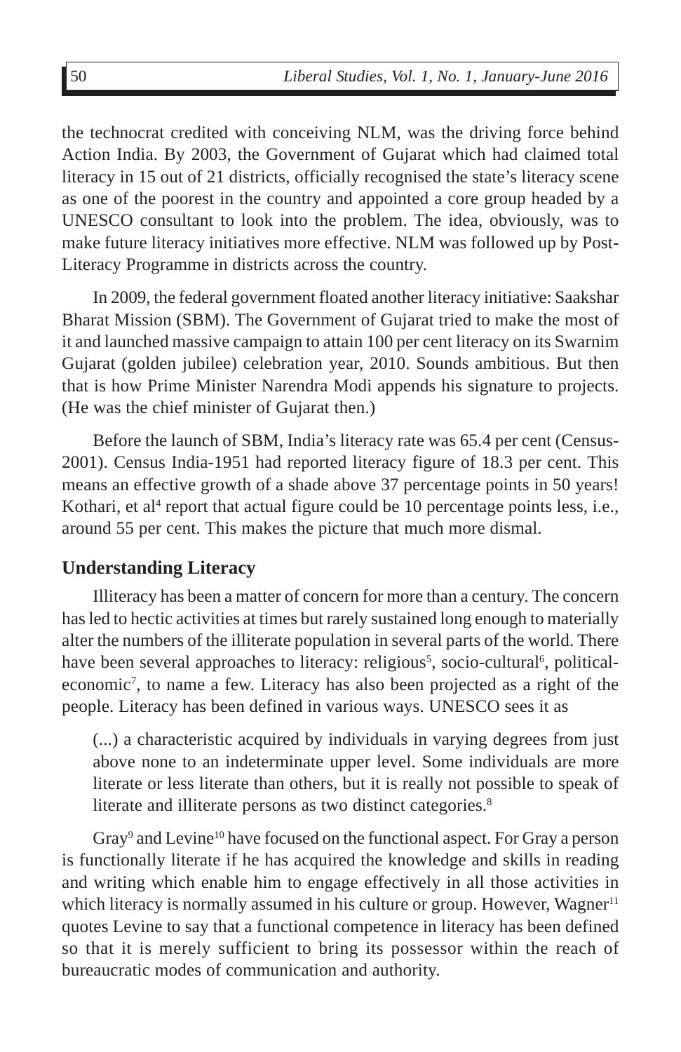the technocrat credited with conceiving NLM, was the driving force behind Action India. By 2003, the Government of Gujarat which had claimed total literacy in 15 out of 21 districts, officially recognised the state's literacy scene as one of the poorest in the country and appointed a core group headed by a UNESCO consultant to look into the problem. The idea, obviously, was to make future literacy initiatives more effective. NLM was followed up by Post-Literacy Programme in districts across the country.

In 2009, the federal government floated another literacy initiative: Saakshar Bharat Mission (SBM). The Government of Gujarat tried to make the most of it and launched massive campaign to attain 100 per cent literacy on its Swarnim Gujarat (golden jubilee) celebration year, 2010. Sounds ambitious. But then that is how Prime Minister Narendra Modi appends his signature to projects. (He was the chief minister of Gujarat then.)

Before the launch of SBM, India's literacy rate was 65.4 per cent (Census-2001). Census India-1951 had reported literacy figure of 18.3 per cent. This means an effective growth of a shade above 37 percentage points in 50 years! Kothari, et al[4] report that actual figure could be 10 percentage points less, i.e., around 55 per cent. This makes the picture that much more dismal.

## Understanding Literacy

Illiteracy has been a matter of concern for more than a century. The concern has led to hectic activities at times but rarely sustained long enough to materially alter the numbers of the illiterate population in several parts of the world. There have been several approaches to literacy: religious[5], socio-cultural[6], political-economic[7], to name a few. Literacy has also been projected as a right of the people. Literacy has been defined in various ways. UNESCO sees it as

> (...) a characteristic acquired by individuals in varying degrees from just above none to an indeterminate upper level. Some individuals are more literate or less literate than others, but it is really not possible to speak of literate and illiterate persons as two distinct categories.[8]

Gray[9] and Levine[10] have focused on the functional aspect. For Gray a person is functionally literate if he has acquired the knowledge and skills in reading and writing which enable him to engage effectively in all those activities in which literacy is normally assumed in his culture or group. However, Wagner[11] quotes Levine to say that a functional competence in literacy has been defined so that it is merely sufficient to bring its possessor within the reach of bureaucratic modes of communication and authority.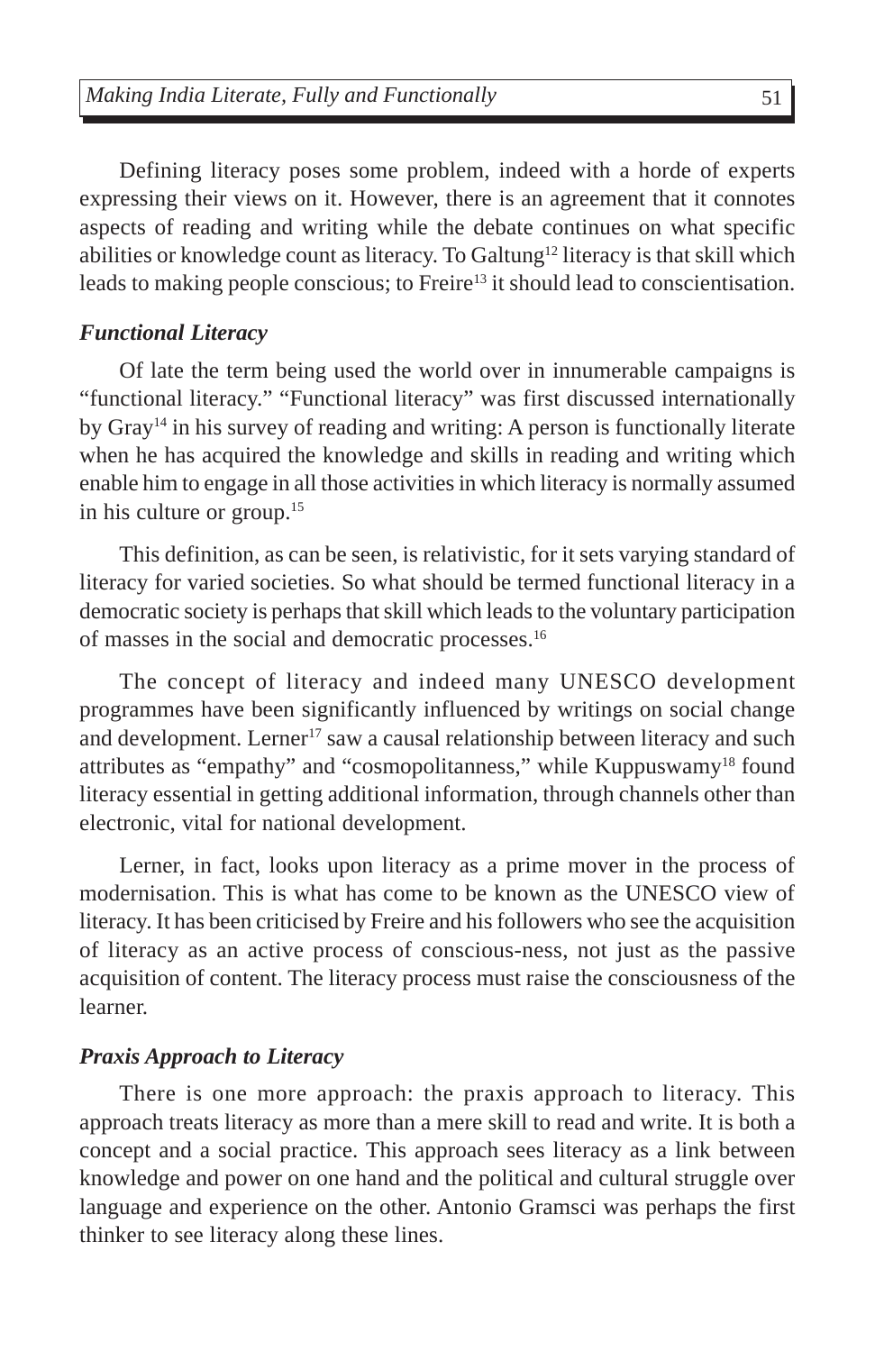Defining literacy poses some problem, indeed with a horde of experts expressing their views on it. However, there is an agreement that it connotes aspects of reading and writing while the debate continues on what specific abilities or knowledge count as literacy. To Galtung[12] literacy is that skill which leads to making people conscious; to Freire[13] it should lead to conscientisation.

### *Functional Literacy*

Of late the term being used the world over in innumerable campaigns is "functional literacy." "Functional literacy" was first discussed internationally by Gray[14] in his survey of reading and writing: A person is functionally literate when he has acquired the knowledge and skills in reading and writing which enable him to engage in all those activities in which literacy is normally assumed in his culture or group.[15]

This definition, as can be seen, is relativistic, for it sets varying standard of literacy for varied societies. So what should be termed functional literacy in a democratic society is perhaps that skill which leads to the voluntary participation of masses in the social and democratic processes.[16]

The concept of literacy and indeed many UNESCO development programmes have been significantly influenced by writings on social change and development. Lerner[17] saw a causal relationship between literacy and such attributes as "empathy" and "cosmopolitanness," while Kuppuswamy[18] found literacy essential in getting additional information, through channels other than electronic, vital for national development.

Lerner, in fact, looks upon literacy as a prime mover in the process of modernisation. This is what has come to be known as the UNESCO view of literacy. It has been criticised by Freire and his followers who see the acquisition of literacy as an active process of conscious-ness, not just as the passive acquisition of content. The literacy process must raise the consciousness of the learner.

### *Praxis Approach to Literacy*

There is one more approach: the praxis approach to literacy. This approach treats literacy as more than a mere skill to read and write. It is both a concept and a social practice. This approach sees literacy as a link between knowledge and power on one hand and the political and cultural struggle over language and experience on the other. Antonio Gramsci was perhaps the first thinker to see literacy along these lines.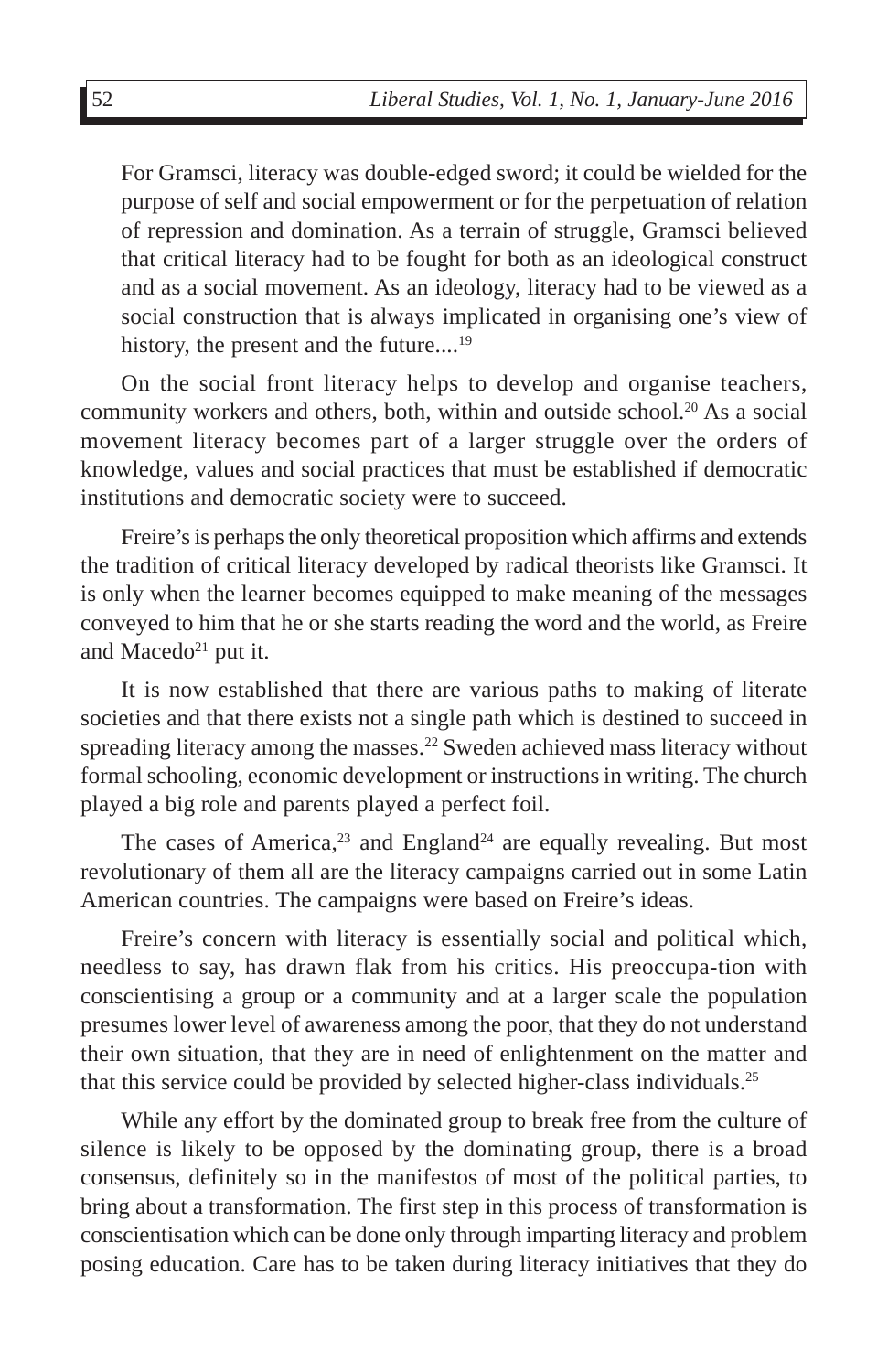> For Gramsci, literacy was double-edged sword; it could be wielded for the purpose of self and social empowerment or for the perpetuation of relation of repression and domination. As a terrain of struggle, Gramsci believed that critical literacy had to be fought for both as an ideological construct and as a social movement. As an ideology, literacy had to be viewed as a social construction that is always implicated in organising one's view of history, the present and the future....[19]

On the social front literacy helps to develop and organise teachers, community workers and others, both, within and outside school.[20] As a social movement literacy becomes part of a larger struggle over the orders of knowledge, values and social practices that must be established if democratic institutions and democratic society were to succeed.

Freire's is perhaps the only theoretical proposition which affirms and extends the tradition of critical literacy developed by radical theorists like Gramsci. It is only when the learner becomes equipped to make meaning of the messages conveyed to him that he or she starts reading the word and the world, as Freire and Macedo[21] put it.

It is now established that there are various paths to making of literate societies and that there exists not a single path which is destined to succeed in spreading literacy among the masses.[22] Sweden achieved mass literacy without formal schooling, economic development or instructions in writing. The church played a big role and parents played a perfect foil.

The cases of America,[23] and England[24] are equally revealing. But most revolutionary of them all are the literacy campaigns carried out in some Latin American countries. The campaigns were based on Freire's ideas.

Freire's concern with literacy is essentially social and political which, needless to say, has drawn flak from his critics. His preoccupa-tion with conscientising a group or a community and at a larger scale the population presumes lower level of awareness among the poor, that they do not understand their own situation, that they are in need of enlightenment on the matter and that this service could be provided by selected higher-class individuals.[25]

While any effort by the dominated group to break free from the culture of silence is likely to be opposed by the dominating group, there is a broad consensus, definitely so in the manifestos of most of the political parties, to bring about a transformation. The first step in this process of transformation is conscientisation which can be done only through imparting literacy and problem posing education. Care has to be taken during literacy initiatives that they do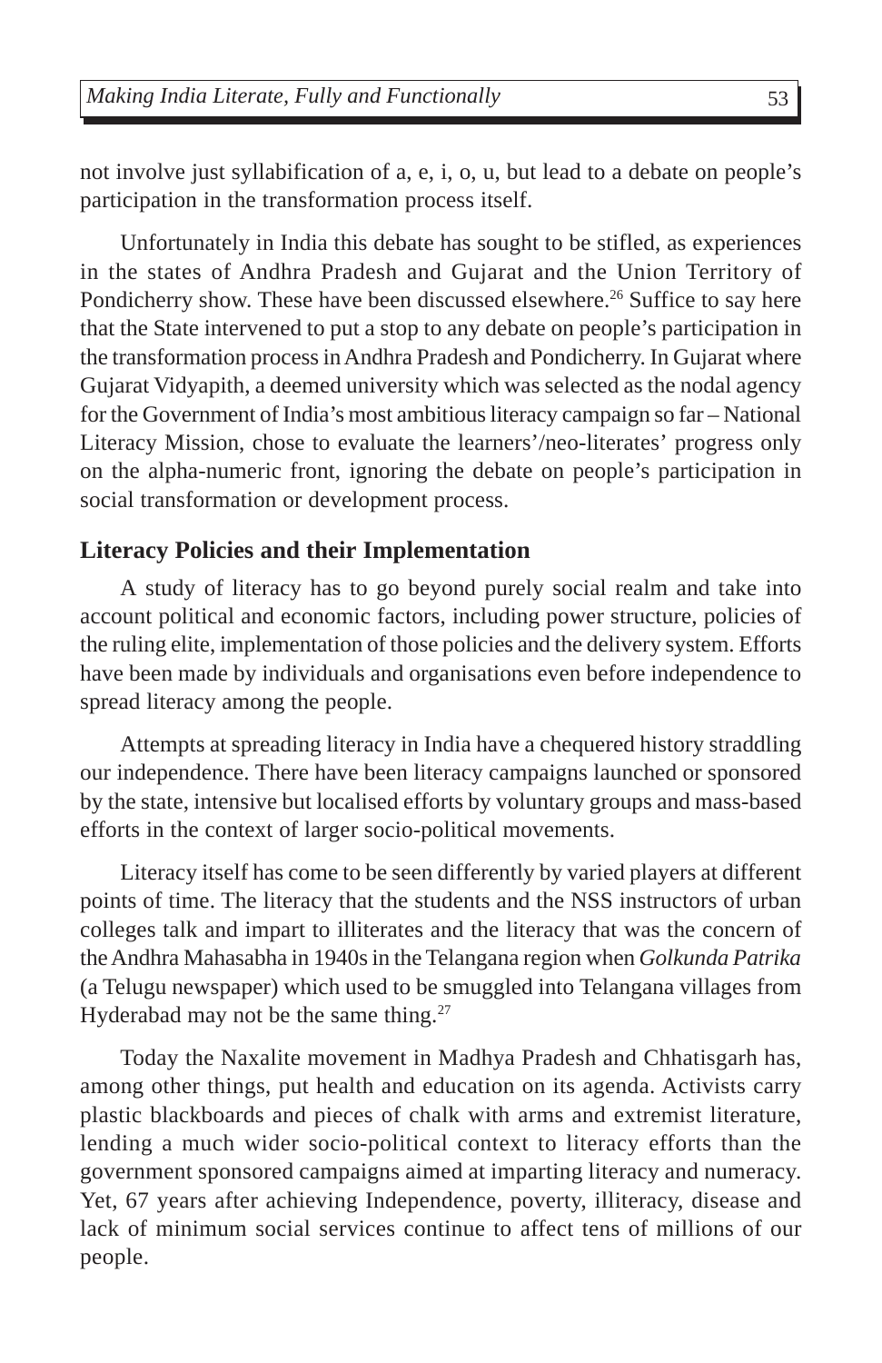not involve just syllabification of a, e, i, o, u, but lead to a debate on people's participation in the transformation process itself.

Unfortunately in India this debate has sought to be stifled, as experiences in the states of Andhra Pradesh and Gujarat and the Union Territory of Pondicherry show. These have been discussed elsewhere.[26] Suffice to say here that the State intervened to put a stop to any debate on people's participation in the transformation process in Andhra Pradesh and Pondicherry. In Gujarat where Gujarat Vidyapith, a deemed university which was selected as the nodal agency for the Government of India's most ambitious literacy campaign so far – National Literacy Mission, chose to evaluate the learners'/neo-literates' progress only on the alpha-numeric front, ignoring the debate on people's participation in social transformation or development process.

## Literacy Policies and their Implementation

A study of literacy has to go beyond purely social realm and take into account political and economic factors, including power structure, policies of the ruling elite, implementation of those policies and the delivery system. Efforts have been made by individuals and organisations even before independence to spread literacy among the people.

Attempts at spreading literacy in India have a chequered history straddling our independence. There have been literacy campaigns launched or sponsored by the state, intensive but localised efforts by voluntary groups and mass-based efforts in the context of larger socio-political movements.

Literacy itself has come to be seen differently by varied players at different points of time. The literacy that the students and the NSS instructors of urban colleges talk and impart to illiterates and the literacy that was the concern of the Andhra Mahasabha in 1940s in the Telangana region when *Golkunda Patrika* (a Telugu newspaper) which used to be smuggled into Telangana villages from Hyderabad may not be the same thing.[27]

Today the Naxalite movement in Madhya Pradesh and Chhatisgarh has, among other things, put health and education on its agenda. Activists carry plastic blackboards and pieces of chalk with arms and extremist literature, lending a much wider socio-political context to literacy efforts than the government sponsored campaigns aimed at imparting literacy and numeracy. Yet, 67 years after achieving Independence, poverty, illiteracy, disease and lack of minimum social services continue to affect tens of millions of our people.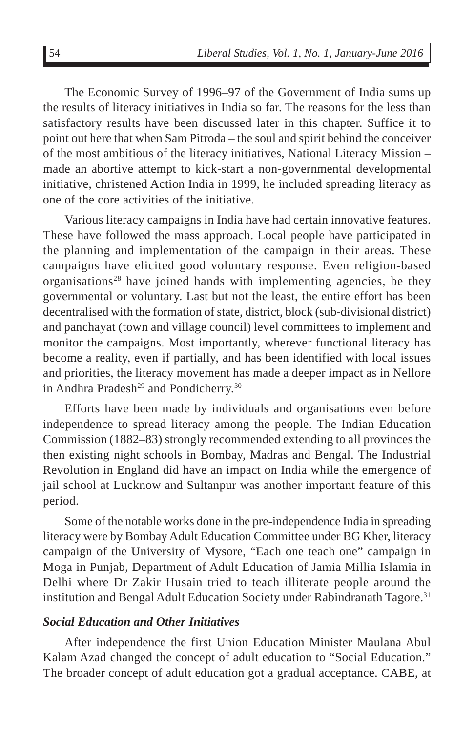The Economic Survey of 1996–97 of the Government of India sums up the results of literacy initiatives in India so far. The reasons for the less than satisfactory results have been discussed later in this chapter. Suffice it to point out here that when Sam Pitroda – the soul and spirit behind the conceiver of the most ambitious of the literacy initiatives, National Literacy Mission – made an abortive attempt to kick-start a non-governmental developmental initiative, christened Action India in 1999, he included spreading literacy as one of the core activities of the initiative.

Various literacy campaigns in India have had certain innovative features. These have followed the mass approach. Local people have participated in the planning and implementation of the campaign in their areas. These campaigns have elicited good voluntary response. Even religion-based organisations[28] have joined hands with implementing agencies, be they governmental or voluntary. Last but not the least, the entire effort has been decentralised with the formation of state, district, block (sub-divisional district) and panchayat (town and village council) level committees to implement and monitor the campaigns. Most importantly, wherever functional literacy has become a reality, even if partially, and has been identified with local issues and priorities, the literacy movement has made a deeper impact as in Nellore in Andhra Pradesh[29] and Pondicherry.[30]

Efforts have been made by individuals and organisations even before independence to spread literacy among the people. The Indian Education Commission (1882–83) strongly recommended extending to all provinces the then existing night schools in Bombay, Madras and Bengal. The Industrial Revolution in England did have an impact on India while the emergence of jail school at Lucknow and Sultanpur was another important feature of this period.

Some of the notable works done in the pre-independence India in spreading literacy were by Bombay Adult Education Committee under BG Kher, literacy campaign of the University of Mysore, "Each one teach one" campaign in Moga in Punjab, Department of Adult Education of Jamia Millia Islamia in Delhi where Dr Zakir Husain tried to teach illiterate people around the institution and Bengal Adult Education Society under Rabindranath Tagore.[31]

### *Social Education and Other Initiatives*

After independence the first Union Education Minister Maulana Abul Kalam Azad changed the concept of adult education to "Social Education." The broader concept of adult education got a gradual acceptance. CABE, at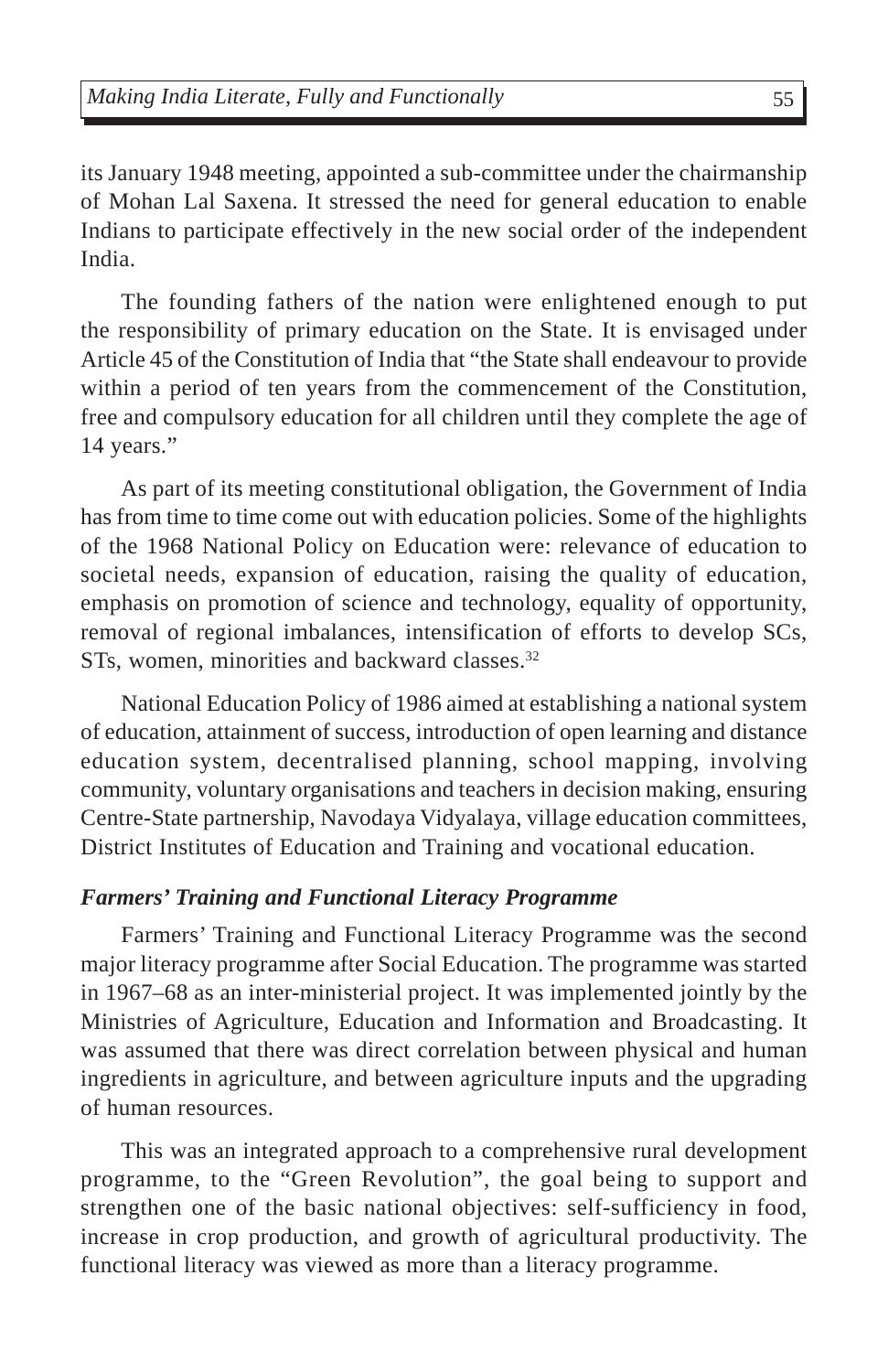its January 1948 meeting, appointed a sub-committee under the chairmanship of Mohan Lal Saxena. It stressed the need for general education to enable Indians to participate effectively in the new social order of the independent India.

The founding fathers of the nation were enlightened enough to put the responsibility of primary education on the State. It is envisaged under Article 45 of the Constitution of India that "the State shall endeavour to provide within a period of ten years from the commencement of the Constitution, free and compulsory education for all children until they complete the age of 14 years."

As part of its meeting constitutional obligation, the Government of India has from time to time come out with education policies. Some of the highlights of the 1968 National Policy on Education were: relevance of education to societal needs, expansion of education, raising the quality of education, emphasis on promotion of science and technology, equality of opportunity, removal of regional imbalances, intensification of efforts to develop SCs, STs, women, minorities and backward classes.[32]

National Education Policy of 1986 aimed at establishing a national system of education, attainment of success, introduction of open learning and distance education system, decentralised planning, school mapping, involving community, voluntary organisations and teachers in decision making, ensuring Centre-State partnership, Navodaya Vidyalaya, village education committees, District Institutes of Education and Training and vocational education.

### *Farmers' Training and Functional Literacy Programme*

Farmers' Training and Functional Literacy Programme was the second major literacy programme after Social Education. The programme was started in 1967–68 as an inter-ministerial project. It was implemented jointly by the Ministries of Agriculture, Education and Information and Broadcasting. It was assumed that there was direct correlation between physical and human ingredients in agriculture, and between agriculture inputs and the upgrading of human resources.

This was an integrated approach to a comprehensive rural development programme, to the "Green Revolution", the goal being to support and strengthen one of the basic national objectives: self-sufficiency in food, increase in crop production, and growth of agricultural productivity. The functional literacy was viewed as more than a literacy programme.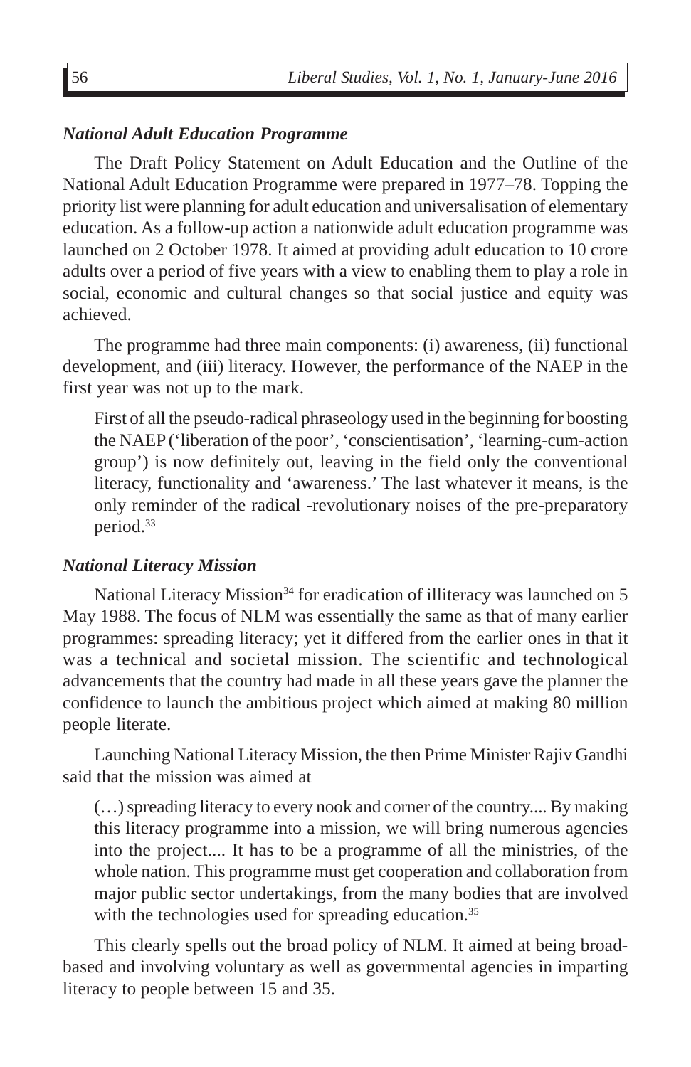### *National Adult Education Programme*

The Draft Policy Statement on Adult Education and the Outline of the National Adult Education Programme were prepared in 1977–78. Topping the priority list were planning for adult education and universalisation of elementary education. As a follow-up action a nationwide adult education programme was launched on 2 October 1978. It aimed at providing adult education to 10 crore adults over a period of five years with a view to enabling them to play a role in social, economic and cultural changes so that social justice and equity was achieved.

The programme had three main components: (i) awareness, (ii) functional development, and (iii) literacy. However, the performance of the NAEP in the first year was not up to the mark.

> First of all the pseudo-radical phraseology used in the beginning for boosting the NAEP ('liberation of the poor', 'conscientisation', 'learning-cum-action group') is now definitely out, leaving in the field only the conventional literacy, functionality and 'awareness.' The last whatever it means, is the only reminder of the radical -revolutionary noises of the pre-preparatory period.[33]

### *National Literacy Mission*

National Literacy Mission[34] for eradication of illiteracy was launched on 5 May 1988. The focus of NLM was essentially the same as that of many earlier programmes: spreading literacy; yet it differed from the earlier ones in that it was a technical and societal mission. The scientific and technological advancements that the country had made in all these years gave the planner the confidence to launch the ambitious project which aimed at making 80 million people literate.

Launching National Literacy Mission, the then Prime Minister Rajiv Gandhi said that the mission was aimed at

> (…) spreading literacy to every nook and corner of the country.... By making this literacy programme into a mission, we will bring numerous agencies into the project.... It has to be a programme of all the ministries, of the whole nation. This programme must get cooperation and collaboration from major public sector undertakings, from the many bodies that are involved with the technologies used for spreading education.[35]

This clearly spells out the broad policy of NLM. It aimed at being broad-based and involving voluntary as well as governmental agencies in imparting literacy to people between 15 and 35.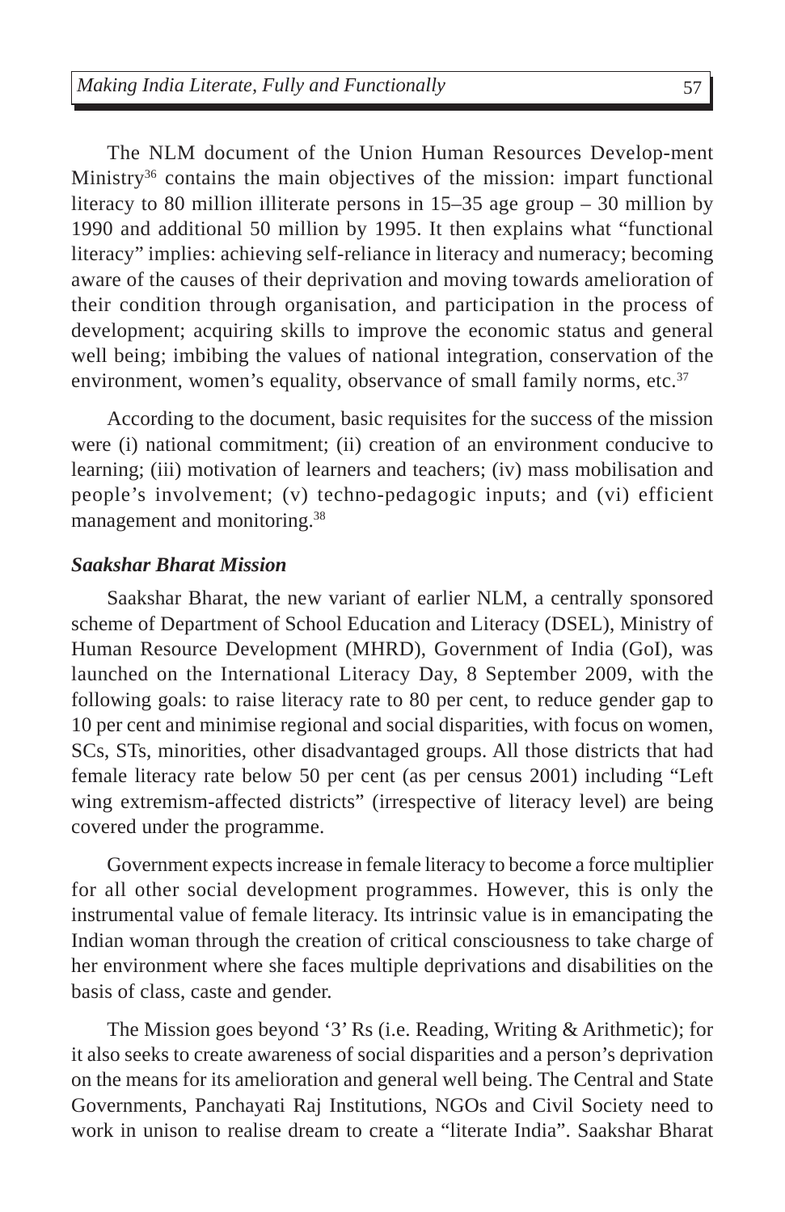The NLM document of the Union Human Resources Develop-ment Ministry[36] contains the main objectives of the mission: impart functional literacy to 80 million illiterate persons in 15–35 age group – 30 million by 1990 and additional 50 million by 1995. It then explains what "functional literacy" implies: achieving self-reliance in literacy and numeracy; becoming aware of the causes of their deprivation and moving towards amelioration of their condition through organisation, and participation in the process of development; acquiring skills to improve the economic status and general well being; imbibing the values of national integration, conservation of the environment, women's equality, observance of small family norms, etc.[37]

According to the document, basic requisites for the success of the mission were (i) national commitment; (ii) creation of an environment conducive to learning; (iii) motivation of learners and teachers; (iv) mass mobilisation and people's involvement; (v) techno-pedagogic inputs; and (vi) efficient management and monitoring.[38]

### *Saakshar Bharat Mission*

Saakshar Bharat, the new variant of earlier NLM, a centrally sponsored scheme of Department of School Education and Literacy (DSEL), Ministry of Human Resource Development (MHRD), Government of India (GoI), was launched on the International Literacy Day, 8 September 2009, with the following goals: to raise literacy rate to 80 per cent, to reduce gender gap to 10 per cent and minimise regional and social disparities, with focus on women, SCs, STs, minorities, other disadvantaged groups. All those districts that had female literacy rate below 50 per cent (as per census 2001) including "Left wing extremism-affected districts" (irrespective of literacy level) are being covered under the programme.

Government expects increase in female literacy to become a force multiplier for all other social development programmes. However, this is only the instrumental value of female literacy. Its intrinsic value is in emancipating the Indian woman through the creation of critical consciousness to take charge of her environment where she faces multiple deprivations and disabilities on the basis of class, caste and gender.

The Mission goes beyond '3' Rs (i.e. Reading, Writing & Arithmetic); for it also seeks to create awareness of social disparities and a person's deprivation on the means for its amelioration and general well being. The Central and State Governments, Panchayati Raj Institutions, NGOs and Civil Society need to work in unison to realise dream to create a "literate India". Saakshar Bharat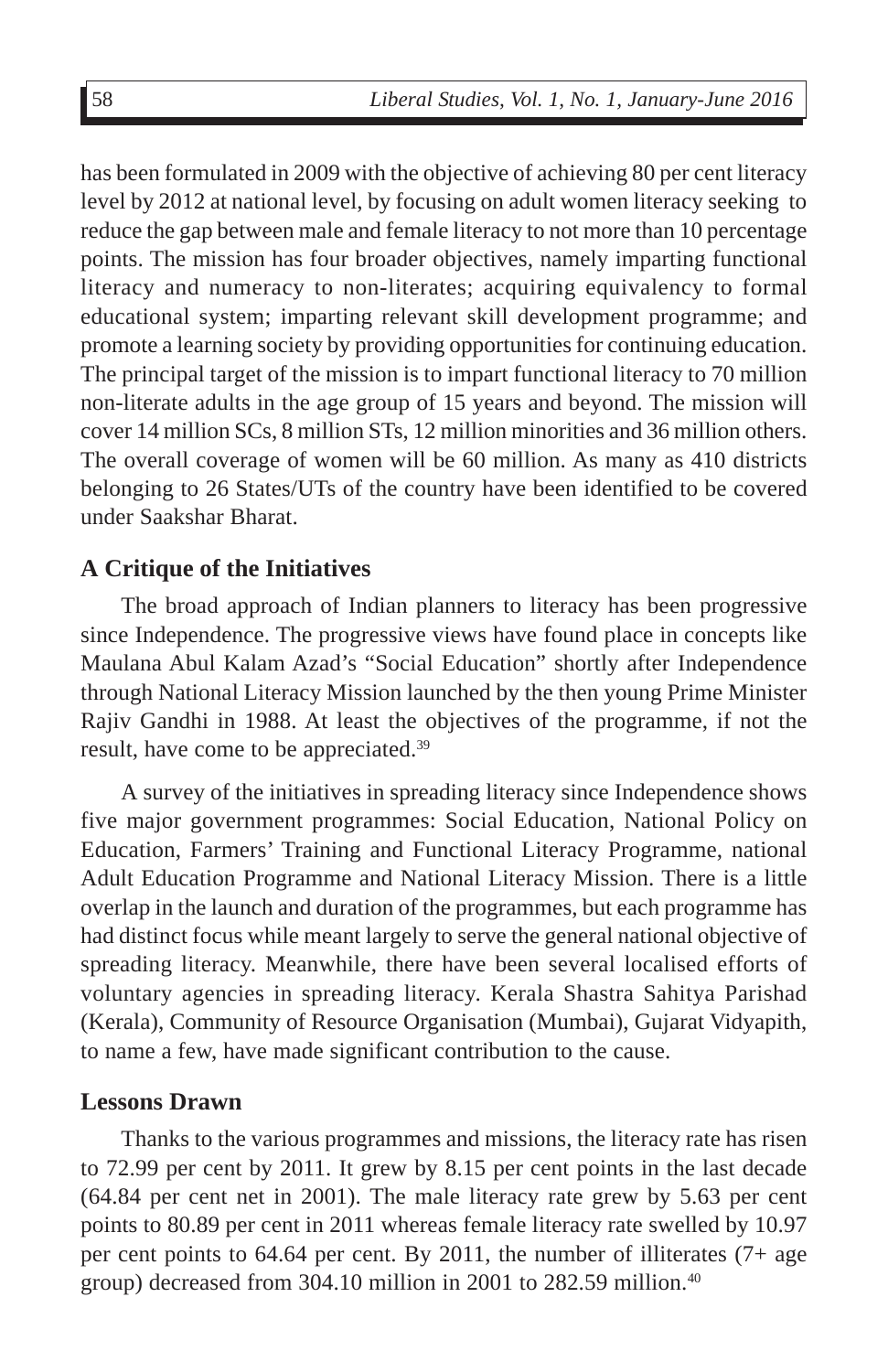has been formulated in 2009 with the objective of achieving 80 per cent literacy level by 2012 at national level, by focusing on adult women literacy seeking to reduce the gap between male and female literacy to not more than 10 percentage points. The mission has four broader objectives, namely imparting functional literacy and numeracy to non-literates; acquiring equivalency to formal educational system; imparting relevant skill development programme; and promote a learning society by providing opportunities for continuing education. The principal target of the mission is to impart functional literacy to 70 million non-literate adults in the age group of 15 years and beyond. The mission will cover 14 million SCs, 8 million STs, 12 million minorities and 36 million others. The overall coverage of women will be 60 million. As many as 410 districts belonging to 26 States/UTs of the country have been identified to be covered under Saakshar Bharat.

## A Critique of the Initiatives

The broad approach of Indian planners to literacy has been progressive since Independence. The progressive views have found place in concepts like Maulana Abul Kalam Azad's "Social Education" shortly after Independence through National Literacy Mission launched by the then young Prime Minister Rajiv Gandhi in 1988. At least the objectives of the programme, if not the result, have come to be appreciated.[39]

A survey of the initiatives in spreading literacy since Independence shows five major government programmes: Social Education, National Policy on Education, Farmers' Training and Functional Literacy Programme, national Adult Education Programme and National Literacy Mission. There is a little overlap in the launch and duration of the programmes, but each programme has had distinct focus while meant largely to serve the general national objective of spreading literacy. Meanwhile, there have been several localised efforts of voluntary agencies in spreading literacy. Kerala Shastra Sahitya Parishad (Kerala), Community of Resource Organisation (Mumbai), Gujarat Vidyapith, to name a few, have made significant contribution to the cause.

## Lessons Drawn

Thanks to the various programmes and missions, the literacy rate has risen to 72.99 per cent by 2011. It grew by 8.15 per cent points in the last decade (64.84 per cent net in 2001). The male literacy rate grew by 5.63 per cent points to 80.89 per cent in 2011 whereas female literacy rate swelled by 10.97 per cent points to 64.64 per cent. By 2011, the number of illiterates (7+ age group) decreased from 304.10 million in 2001 to 282.59 million.[40]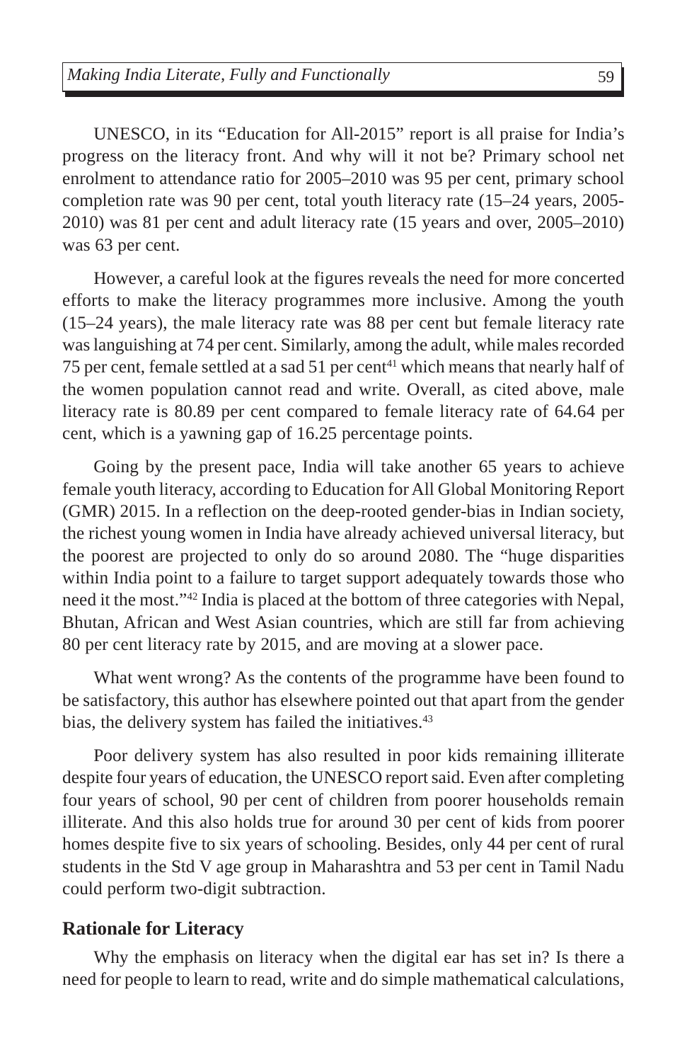UNESCO, in its "Education for All-2015" report is all praise for India's progress on the literacy front. And why will it not be? Primary school net enrolment to attendance ratio for 2005–2010 was 95 per cent, primary school completion rate was 90 per cent, total youth literacy rate (15–24 years, 2005-2010) was 81 per cent and adult literacy rate (15 years and over, 2005–2010) was 63 per cent.

However, a careful look at the figures reveals the need for more concerted efforts to make the literacy programmes more inclusive. Among the youth (15–24 years), the male literacy rate was 88 per cent but female literacy rate was languishing at 74 per cent. Similarly, among the adult, while males recorded 75 per cent, female settled at a sad 51 per cent[41] which means that nearly half of the women population cannot read and write. Overall, as cited above, male literacy rate is 80.89 per cent compared to female literacy rate of 64.64 per cent, which is a yawning gap of 16.25 percentage points.

Going by the present pace, India will take another 65 years to achieve female youth literacy, according to Education for All Global Monitoring Report (GMR) 2015. In a reflection on the deep-rooted gender-bias in Indian society, the richest young women in India have already achieved universal literacy, but the poorest are projected to only do so around 2080. The "huge disparities within India point to a failure to target support adequately towards those who need it the most."[42] India is placed at the bottom of three categories with Nepal, Bhutan, African and West Asian countries, which are still far from achieving 80 per cent literacy rate by 2015, and are moving at a slower pace.

What went wrong? As the contents of the programme have been found to be satisfactory, this author has elsewhere pointed out that apart from the gender bias, the delivery system has failed the initiatives.[43]

Poor delivery system has also resulted in poor kids remaining illiterate despite four years of education, the UNESCO report said. Even after completing four years of school, 90 per cent of children from poorer households remain illiterate. And this also holds true for around 30 per cent of kids from poorer homes despite five to six years of schooling. Besides, only 44 per cent of rural students in the Std V age group in Maharashtra and 53 per cent in Tamil Nadu could perform two-digit subtraction.

## Rationale for Literacy

Why the emphasis on literacy when the digital ear has set in? Is there a need for people to learn to read, write and do simple mathematical calculations,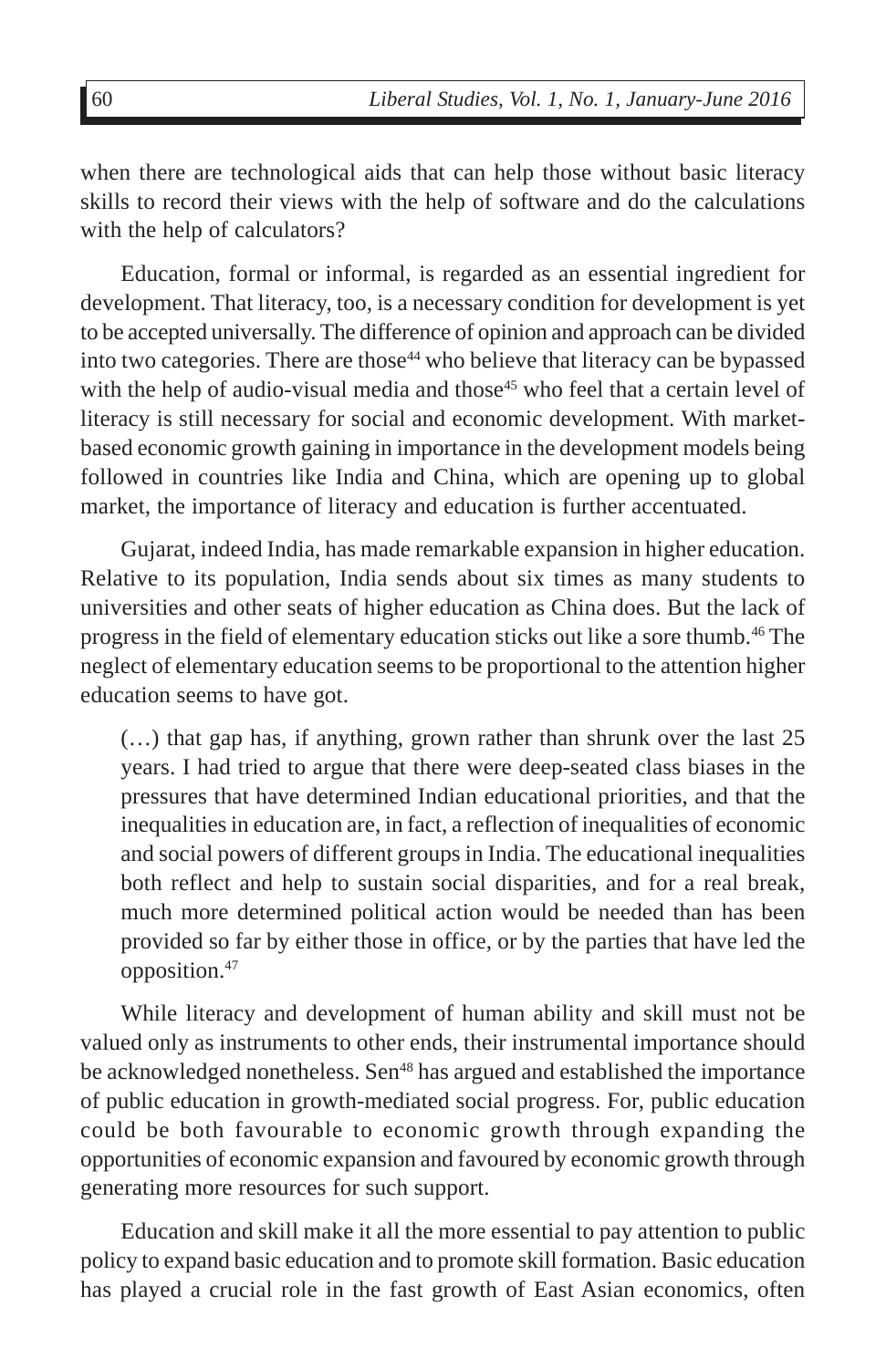when there are technological aids that can help those without basic literacy skills to record their views with the help of software and do the calculations with the help of calculators?

Education, formal or informal, is regarded as an essential ingredient for development. That literacy, too, is a necessary condition for development is yet to be accepted universally. The difference of opinion and approach can be divided into two categories. There are those[44] who believe that literacy can be bypassed with the help of audio-visual media and those[45] who feel that a certain level of literacy is still necessary for social and economic development. With market-based economic growth gaining in importance in the development models being followed in countries like India and China, which are opening up to global market, the importance of literacy and education is further accentuated.

Gujarat, indeed India, has made remarkable expansion in higher education. Relative to its population, India sends about six times as many students to universities and other seats of higher education as China does. But the lack of progress in the field of elementary education sticks out like a sore thumb.[46] The neglect of elementary education seems to be proportional to the attention higher education seems to have got.

> (…) that gap has, if anything, grown rather than shrunk over the last 25 years. I had tried to argue that there were deep-seated class biases in the pressures that have determined Indian educational priorities, and that the inequalities in education are, in fact, a reflection of inequalities of economic and social powers of different groups in India. The educational inequalities both reflect and help to sustain social disparities, and for a real break, much more determined political action would be needed than has been provided so far by either those in office, or by the parties that have led the opposition.[47]

While literacy and development of human ability and skill must not be valued only as instruments to other ends, their instrumental importance should be acknowledged nonetheless. Sen[48] has argued and established the importance of public education in growth-mediated social progress. For, public education could be both favourable to economic growth through expanding the opportunities of economic expansion and favoured by economic growth through generating more resources for such support.

Education and skill make it all the more essential to pay attention to public policy to expand basic education and to promote skill formation. Basic education has played a crucial role in the fast growth of East Asian economics, often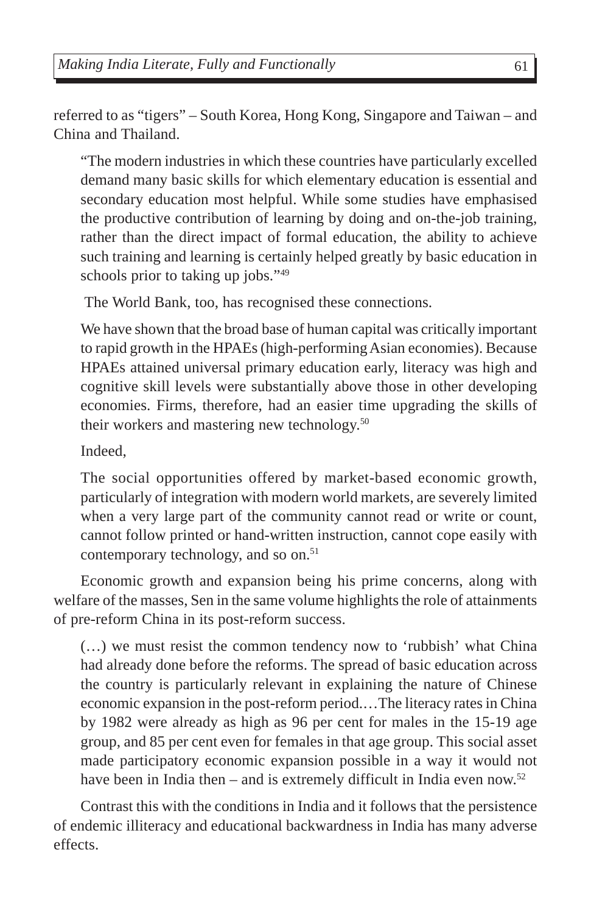referred to as "tigers" – South Korea, Hong Kong, Singapore and Taiwan – and China and Thailand.

> "The modern industries in which these countries have particularly excelled demand many basic skills for which elementary education is essential and secondary education most helpful. While some studies have emphasised the productive contribution of learning by doing and on-the-job training, rather than the direct impact of formal education, the ability to achieve such training and learning is certainly helped greatly by basic education in schools prior to taking up jobs."[49]

The World Bank, too, has recognised these connections.

> We have shown that the broad base of human capital was critically important to rapid growth in the HPAEs (high-performing Asian economies). Because HPAEs attained universal primary education early, literacy was high and cognitive skill levels were substantially above those in other developing economies. Firms, therefore, had an easier time upgrading the skills of their workers and mastering new technology.[50]

Indeed,

> The social opportunities offered by market-based economic growth, particularly of integration with modern world markets, are severely limited when a very large part of the community cannot read or write or count, cannot follow printed or hand-written instruction, cannot cope easily with contemporary technology, and so on.[51]

Economic growth and expansion being his prime concerns, along with welfare of the masses, Sen in the same volume highlights the role of attainments of pre-reform China in its post-reform success.

> (…) we must resist the common tendency now to 'rubbish' what China had already done before the reforms. The spread of basic education across the country is particularly relevant in explaining the nature of Chinese economic expansion in the post-reform period.…The literacy rates in China by 1982 were already as high as 96 per cent for males in the 15-19 age group, and 85 per cent even for females in that age group. This social asset made participatory economic expansion possible in a way it would not have been in India then – and is extremely difficult in India even now.[52]

Contrast this with the conditions in India and it follows that the persistence of endemic illiteracy and educational backwardness in India has many adverse effects.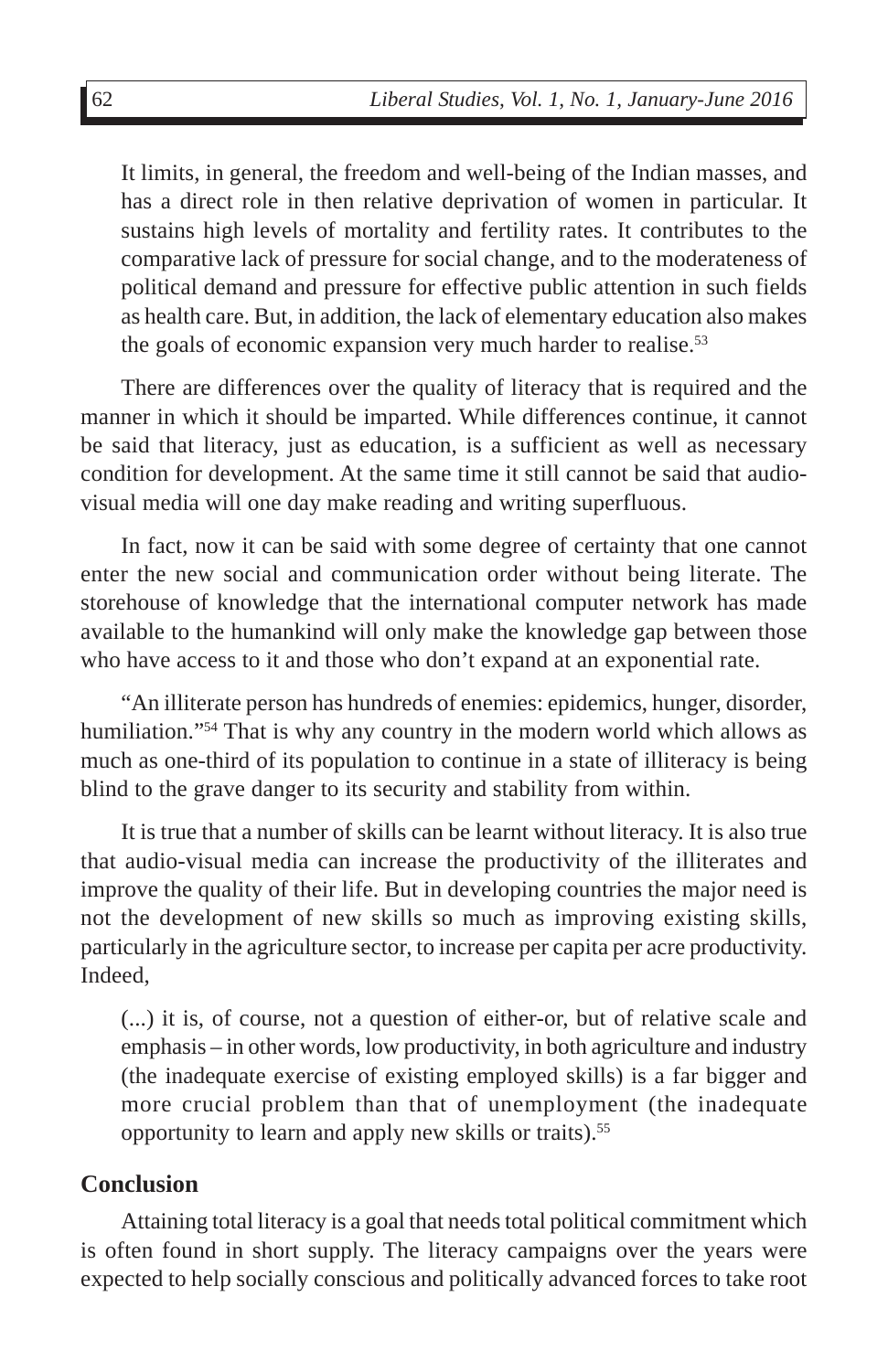It limits, in general, the freedom and well-being of the Indian masses, and has a direct role in then relative deprivation of women in particular. It sustains high levels of mortality and fertility rates. It contributes to the comparative lack of pressure for social change, and to the moderateness of political demand and pressure for effective public attention in such fields as health care. But, in addition, the lack of elementary education also makes the goals of economic expansion very much harder to realise.[53]

There are differences over the quality of literacy that is required and the manner in which it should be imparted. While differences continue, it cannot be said that literacy, just as education, is a sufficient as well as necessary condition for development. At the same time it still cannot be said that audio-visual media will one day make reading and writing superfluous.

In fact, now it can be said with some degree of certainty that one cannot enter the new social and communication order without being literate. The storehouse of knowledge that the international computer network has made available to the humankind will only make the knowledge gap between those who have access to it and those who don't expand at an exponential rate.

"An illiterate person has hundreds of enemies: epidemics, hunger, disorder, humiliation."[54] That is why any country in the modern world which allows as much as one-third of its population to continue in a state of illiteracy is being blind to the grave danger to its security and stability from within.

It is true that a number of skills can be learnt without literacy. It is also true that audio-visual media can increase the productivity of the illiterates and improve the quality of their life. But in developing countries the major need is not the development of new skills so much as improving existing skills, particularly in the agriculture sector, to increase per capita per acre productivity. Indeed,

(...) it is, of course, not a question of either-or, but of relative scale and emphasis – in other words, low productivity, in both agriculture and industry (the inadequate exercise of existing employed skills) is a far bigger and more crucial problem than that of unemployment (the inadequate opportunity to learn and apply new skills or traits).[55]

## Conclusion

Attaining total literacy is a goal that needs total political commitment which is often found in short supply. The literacy campaigns over the years were expected to help socially conscious and politically advanced forces to take root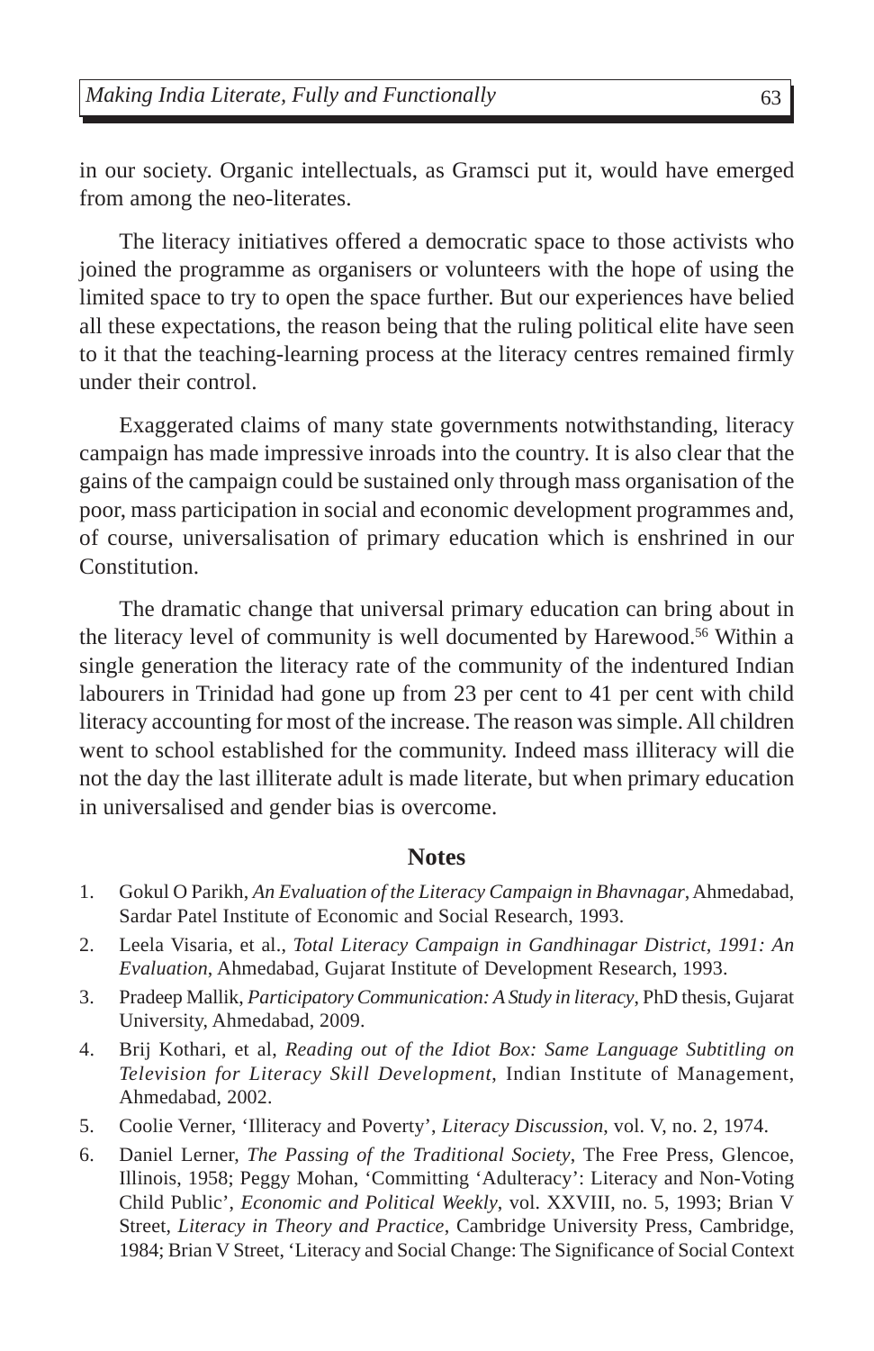in our society. Organic intellectuals, as Gramsci put it, would have emerged from among the neo-literates.

The literacy initiatives offered a democratic space to those activists who joined the programme as organisers or volunteers with the hope of using the limited space to try to open the space further. But our experiences have belied all these expectations, the reason being that the ruling political elite have seen to it that the teaching-learning process at the literacy centres remained firmly under their control.

Exaggerated claims of many state governments notwithstanding, literacy campaign has made impressive inroads into the country. It is also clear that the gains of the campaign could be sustained only through mass organisation of the poor, mass participation in social and economic development programmes and, of course, universalisation of primary education which is enshrined in our Constitution.

The dramatic change that universal primary education can bring about in the literacy level of community is well documented by Harewood.[56] Within a single generation the literacy rate of the community of the indentured Indian labourers in Trinidad had gone up from 23 per cent to 41 per cent with child literacy accounting for most of the increase. The reason was simple. All children went to school established for the community. Indeed mass illiteracy will die not the day the last illiterate adult is made literate, but when primary education in universalised and gender bias is overcome.

## Notes

1. Gokul O Parikh, *An Evaluation of the Literacy Campaign in Bhavnagar*, Ahmedabad, Sardar Patel Institute of Economic and Social Research, 1993.
2. Leela Visaria, et al., *Total Literacy Campaign in Gandhinagar District, 1991: An Evaluation*, Ahmedabad, Gujarat Institute of Development Research, 1993.
3. Pradeep Mallik, *Participatory Communication: A Study in literacy*, PhD thesis, Gujarat University, Ahmedabad, 2009.
4. Brij Kothari, et al, *Reading out of the Idiot Box: Same Language Subtitling on Television for Literacy Skill Development*, Indian Institute of Management, Ahmedabad, 2002.
5. Coolie Verner, 'Illiteracy and Poverty', *Literacy Discussion*, vol. V, no. 2, 1974.
6. Daniel Lerner, *The Passing of the Traditional Society*, The Free Press, Glencoe, Illinois, 1958; Peggy Mohan, 'Committing 'Adulteracy': Literacy and Non-Voting Child Public', *Economic and Political Weekly*, vol. XXVIII, no. 5, 1993; Brian V Street, *Literacy in Theory and Practice*, Cambridge University Press, Cambridge, 1984; Brian V Street, 'Literacy and Social Change: The Significance of Social Context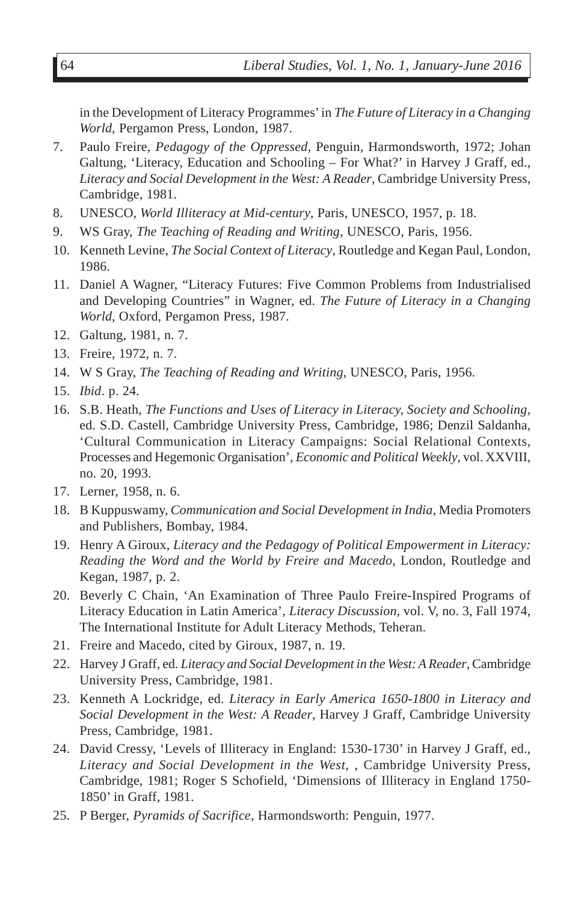in the Development of Literacy Programmes' in *The Future of Literacy in a Changing World*, Pergamon Press, London, 1987.

7. Paulo Freire, *Pedagogy of the Oppressed*, Penguin, Harmondsworth, 1972; Johan Galtung, 'Literacy, Education and Schooling – For What?' in Harvey J Graff, ed., *Literacy and Social Development in the West: A Reader*, Cambridge University Press, Cambridge, 1981.
8. UNESCO, *World Illiteracy at Mid-century*, Paris, UNESCO, 1957, p. 18.
9. WS Gray, *The Teaching of Reading and Writing*, UNESCO, Paris, 1956.
10. Kenneth Levine, *The Social Context of Literacy*, Routledge and Kegan Paul, London, 1986.
11. Daniel A Wagner, "Literacy Futures: Five Common Problems from Industrialised and Developing Countries" in Wagner, ed. *The Future of Literacy in a Changing World*, Oxford, Pergamon Press, 1987.
12. Galtung, 1981, n. 7.
13. Freire, 1972, n. 7.
14. W S Gray, *The Teaching of Reading and Writing*, UNESCO, Paris, 1956.
15. *Ibid*. p. 24.
16. S.B. Heath, *The Functions and Uses of Literacy in Literacy, Society and Schooling*, ed. S.D. Castell, Cambridge University Press, Cambridge, 1986; Denzil Saldanha, 'Cultural Communication in Literacy Campaigns: Social Relational Contexts, Processes and Hegemonic Organisation', *Economic and Political Weekly*, vol. XXVIII, no. 20, 1993.
17. Lerner, 1958, n. 6.
18. B Kuppuswamy, *Communication and Social Development in India*, Media Promoters and Publishers, Bombay, 1984.
19. Henry A Giroux, *Literacy and the Pedagogy of Political Empowerment in Literacy: Reading the Word and the World by Freire and Macedo*, London, Routledge and Kegan, 1987, p. 2.
20. Beverly C Chain, 'An Examination of Three Paulo Freire-Inspired Programs of Literacy Education in Latin America', *Literacy Discussion*, vol. V, no. 3, Fall 1974, The International Institute for Adult Literacy Methods, Teheran.
21. Freire and Macedo, cited by Giroux, 1987, n. 19.
22. Harvey J Graff, ed. *Literacy and Social Development in the West: A Reader*, Cambridge University Press, Cambridge, 1981.
23. Kenneth A Lockridge, ed. *Literacy in Early America 1650-1800 in Literacy and Social Development in the West: A Reader*, Harvey J Graff, Cambridge University Press, Cambridge, 1981.
24. David Cressy, 'Levels of Illiteracy in England: 1530-1730' in Harvey J Graff, ed., *Literacy and Social Development in the West*, , Cambridge University Press, Cambridge, 1981; Roger S Schofield, 'Dimensions of Illiteracy in England 1750-1850' in Graff, 1981.
25. P Berger, *Pyramids of Sacrifice*, Harmondsworth: Penguin, 1977.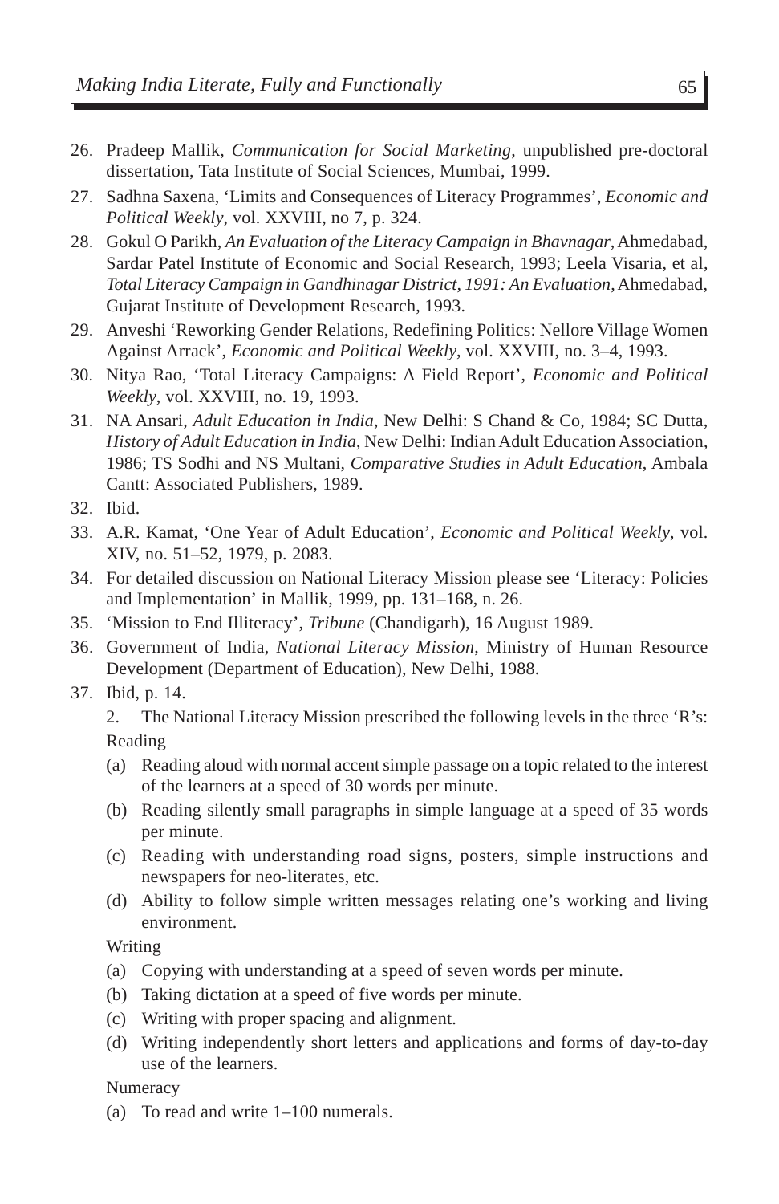26. Pradeep Mallik, *Communication for Social Marketing*, unpublished pre-doctoral dissertation, Tata Institute of Social Sciences, Mumbai, 1999.
27. Sadhna Saxena, 'Limits and Consequences of Literacy Programmes', *Economic and Political Weekly*, vol. XXVIII, no 7, p. 324.
28. Gokul O Parikh, *An Evaluation of the Literacy Campaign in Bhavnagar*, Ahmedabad, Sardar Patel Institute of Economic and Social Research, 1993; Leela Visaria, et al, *Total Literacy Campaign in Gandhinagar District, 1991: An Evaluation*, Ahmedabad, Gujarat Institute of Development Research, 1993.
29. Anveshi 'Reworking Gender Relations, Redefining Politics: Nellore Village Women Against Arrack', *Economic and Political Weekly*, vol. XXVIII, no. 3–4, 1993.
30. Nitya Rao, 'Total Literacy Campaigns: A Field Report', *Economic and Political Weekly*, vol. XXVIII, no. 19, 1993.
31. NA Ansari, *Adult Education in India*, New Delhi: S Chand & Co, 1984; SC Dutta, *History of Adult Education in India*, New Delhi: Indian Adult Education Association, 1986; TS Sodhi and NS Multani, *Comparative Studies in Adult Education*, Ambala Cantt: Associated Publishers, 1989.
32. Ibid.
33. A.R. Kamat, 'One Year of Adult Education', *Economic and Political Weekly*, vol. XIV, no. 51–52, 1979, p. 2083.
34. For detailed discussion on National Literacy Mission please see 'Literacy: Policies and Implementation' in Mallik, 1999, pp. 131–168, n. 26.
35. 'Mission to End Illiteracy', *Tribune* (Chandigarh), 16 August 1989.
36. Government of India, *National Literacy Mission*, Ministry of Human Resource Development (Department of Education), New Delhi, 1988.
37. Ibid, p. 14.

    2. The National Literacy Mission prescribed the following levels in the three 'R's:

    Reading

    (a) Reading aloud with normal accent simple passage on a topic related to the interest of the learners at a speed of 30 words per minute.

    (b) Reading silently small paragraphs in simple language at a speed of 35 words per minute.

    (c) Reading with understanding road signs, posters, simple instructions and newspapers for neo-literates, etc.

    (d) Ability to follow simple written messages relating one's working and living environment.

    Writing

    (a) Copying with understanding at a speed of seven words per minute.

    (b) Taking dictation at a speed of five words per minute.

    (c) Writing with proper spacing and alignment.

    (d) Writing independently short letters and applications and forms of day-to-day use of the learners.

    Numeracy

    (a) To read and write 1–100 numerals.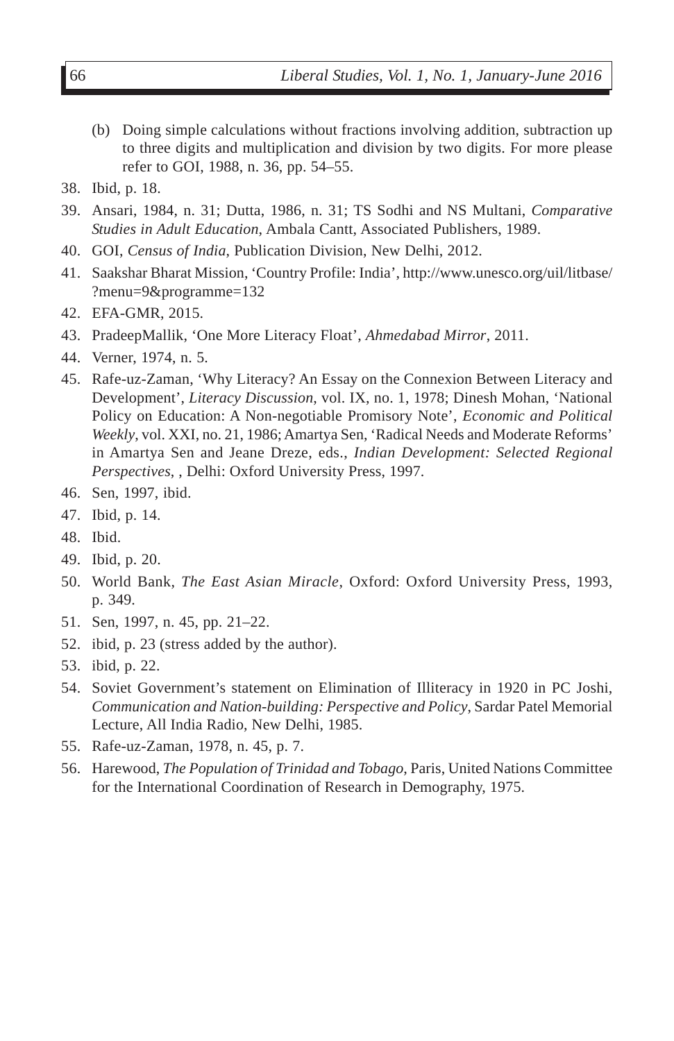(b) Doing simple calculations without fractions involving addition, subtraction up to three digits and multiplication and division by two digits. For more please refer to GOI, 1988, n. 36, pp. 54–55.

38. Ibid, p. 18.
39. Ansari, 1984, n. 31; Dutta, 1986, n. 31; TS Sodhi and NS Multani, *Comparative Studies in Adult Education*, Ambala Cantt, Associated Publishers, 1989.
40. GOI, *Census of India*, Publication Division, New Delhi, 2012.
41. Saakshar Bharat Mission, 'Country Profile: India', http://www.unesco.org/uil/litbase/?menu=9&programme=132
42. EFA-GMR, 2015.
43. PradeepMallik, 'One More Literacy Float', *Ahmedabad Mirror*, 2011.
44. Verner, 1974, n. 5.
45. Rafe-uz-Zaman, 'Why Literacy? An Essay on the Connexion Between Literacy and Development', *Literacy Discussion*, vol. IX, no. 1, 1978; Dinesh Mohan, 'National Policy on Education: A Non-negotiable Promisory Note', *Economic and Political Weekly*, vol. XXI, no. 21, 1986; Amartya Sen, 'Radical Needs and Moderate Reforms' in Amartya Sen and Jeane Dreze, eds., *Indian Development: Selected Regional Perspectives*, , Delhi: Oxford University Press, 1997.
46. Sen, 1997, ibid.
47. Ibid, p. 14.
48. Ibid.
49. Ibid, p. 20.
50. World Bank, *The East Asian Miracle*, Oxford: Oxford University Press, 1993, p. 349.
51. Sen, 1997, n. 45, pp. 21–22.
52. ibid, p. 23 (stress added by the author).
53. ibid, p. 22.
54. Soviet Government's statement on Elimination of Illiteracy in 1920 in PC Joshi, *Communication and Nation-building: Perspective and Policy*, Sardar Patel Memorial Lecture, All India Radio, New Delhi, 1985.
55. Rafe-uz-Zaman, 1978, n. 45, p. 7.
56. Harewood, *The Population of Trinidad and Tobago*, Paris, United Nations Committee for the International Coordination of Research in Demography, 1975.